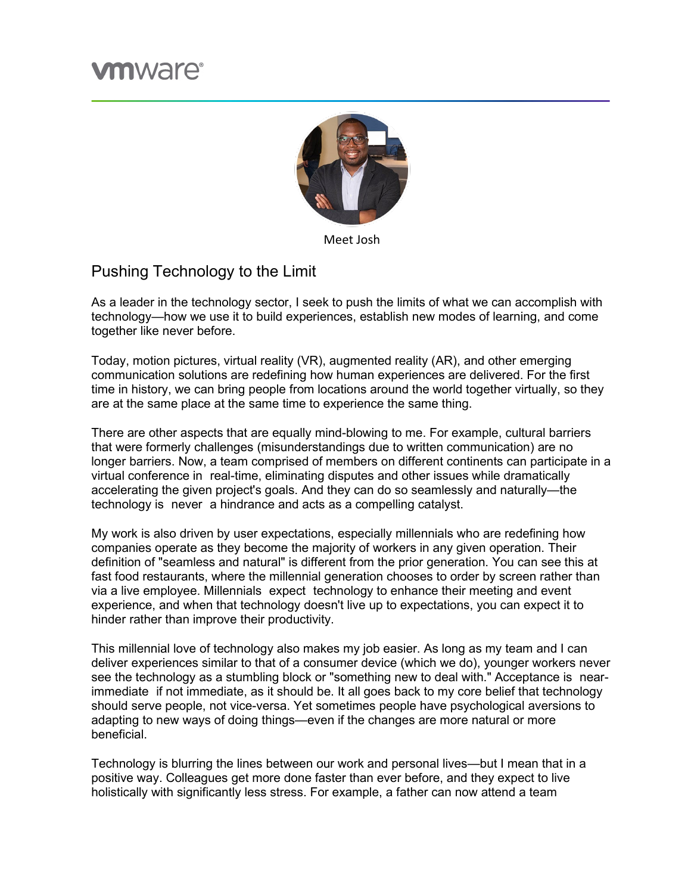Meet Josh

## Pushing Technology to the Limit

As a leader in the technology sector, I seek to push the limits of what we can accomplish with technology—how we use it to build experiences, establish new modes of learning, and come together like never before.

Today, motion pictures, virtual reality (VR), augmented reality (AR), and other emerging communication solutions are redefining how human experiences are delivered. For the first time in history, we can bring people from locations around the world together virtually, so they are at the same place at the same time to experience the same thing.

There are other aspects that are equally mind-blowing to me. For example, cultural barriers that were formerly challenges (misunderstandings due to written communication) are no longer barriers. Now, a team comprised of members on different continents can participate in a virtual conference in real-time, eliminating disputes and other issues while dramatically accelerating the given project's goals. And they can do so seamlessly and naturally—the technology is never a hindrance and acts as a compelling catalyst.

My work is also driven by user expectations, especially millennials who are redefining how companies operate as they become the majority of workers in any given operation. Their definition of "seamless and natural" is different from the prior generation. You can see this at fast food restaurants, where the millennial generation chooses to order by screen rather than via a live employee. Millennials expect technology to enhance their meeting and event experience, and when that technology doesn't live up to expectations, you can expect it to hinder rather than improve their productivity.

This millennial love of technology also makes my job easier. As long as my team and I can deliver experiences similar to that of a consumer device (which we do), younger workers never see the technology as a stumbling block or "something new to deal with." Acceptance is near-immediate if not immediate, as it should be. It all goes back to my core belief that technology should serve people, not vice-versa. Yet sometimes people have psychological aversions to adapting to new ways of doing things—even if the changes are more natural or more beneficial.

Technology is blurring the lines between our work and personal lives—but I mean that in a positive way. Colleagues get more done faster than ever before, and they expect to live holistically with significantly less stress. For example, a father can now attend a team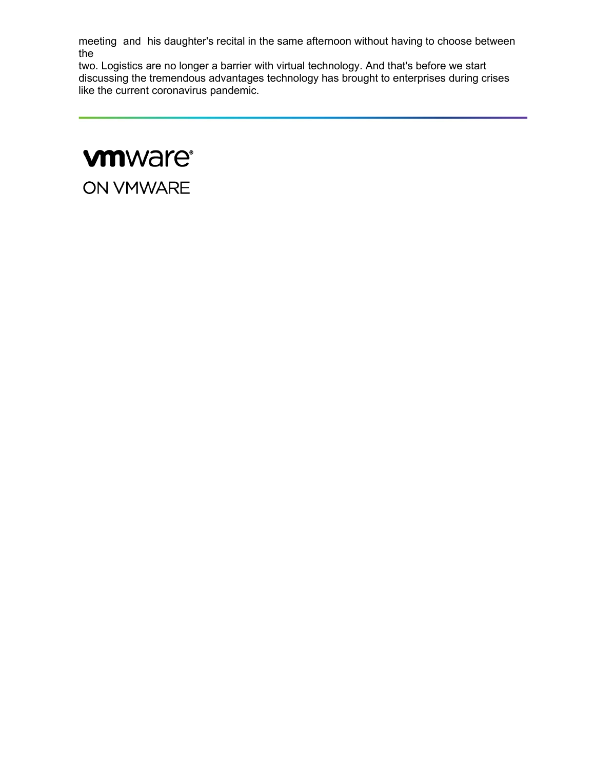meeting and his daughter's recital in the same afternoon without having to choose between the two. Logistics are no longer a barrier with virtual technology. And that's before we start discussing the tremendous advantages technology has brought to enterprises during crises like the current coronavirus pandemic.

---

vmware®

ON VMWARE